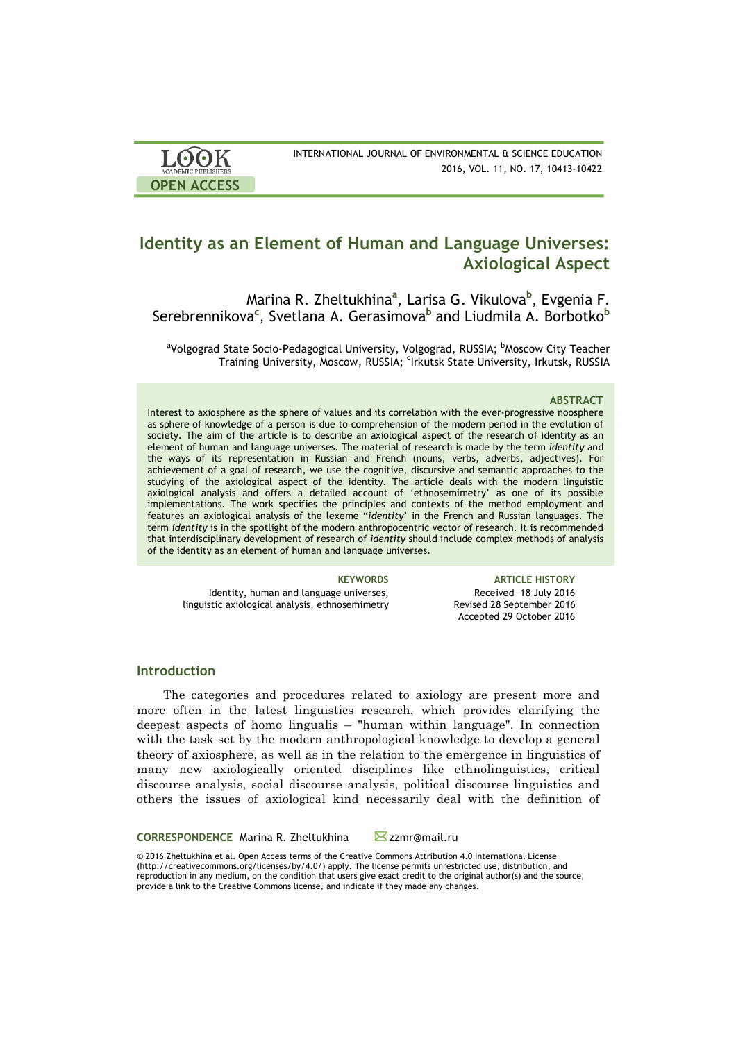# Identity as an Element of Human and Language Universes: Axiological Aspect

Marina R. Zheltukhina[a], Larisa G. Vikulova[b], Evgenia F. Serebrennikova[c], Svetlana A. Gerasimova[b] and Liudmila A. Borbotko[b]

[a]Volgograd State Socio-Pedagogical University, Volgograd, RUSSIA; [b]Moscow City Teacher Training University, Moscow, RUSSIA; [c]Irkutsk State University, Irkutsk, RUSSIA

### ABSTRACT

Interest to axiosphere as the sphere of values and its correlation with the ever-progressive noosphere as sphere of knowledge of a person is due to comprehension of the modern period in the evolution of society. The aim of the article is to describe an axiological aspect of the research of identity as an element of human and language universes. The material of research is made by the term *identity* and the ways of its representation in Russian and French (nouns, verbs, adverbs, adjectives). For achievement of a goal of research, we use the cognitive, discursive and semantic approaches to the studying of the axiological aspect of the identity. The article deals with the modern linguistic axiological analysis and offers a detailed account of 'ethnosemimetry' as one of its possible implementations. The work specifies the principles and contexts of the method employment and features an axiological analysis of the lexeme "*identity*' in the French and Russian languages. The term *identity* is in the spotlight of the modern anthropocentric vector of research. It is recommended that interdisciplinary development of research of *identity* should include complex methods of analysis of the identity as an element of human and language universes.

**KEYWORDS**

Identity, human and language universes, linguistic axiological analysis, ethnosemimetry

**ARTICLE HISTORY**

Received 18 July 2016
Revised 28 September 2016
Accepted 29 October 2016

## Introduction

The categories and procedures related to axiology are present more and more often in the latest linguistics research, which provides clarifying the deepest aspects of homo lingualis – "human within language". In connection with the task set by the modern anthropological knowledge to develop a general theory of axiosphere, as well as in the relation to the emergence in linguistics of many new axiologically oriented disciplines like ethnolinguistics, critical discourse analysis, social discourse analysis, political discourse linguistics and others the issues of axiological kind necessarily deal with the definition of

**CORRESPONDENCE** Marina R. Zheltukhina ✉ zzmr@mail.ru

© 2016 Zheltukhina et al. Open Access terms of the Creative Commons Attribution 4.0 International License (http://creativecommons.org/licenses/by/4.0/) apply. The license permits unrestricted use, distribution, and reproduction in any medium, on the condition that users give exact credit to the original author(s) and the source, provide a link to the Creative Commons license, and indicate if they made any changes.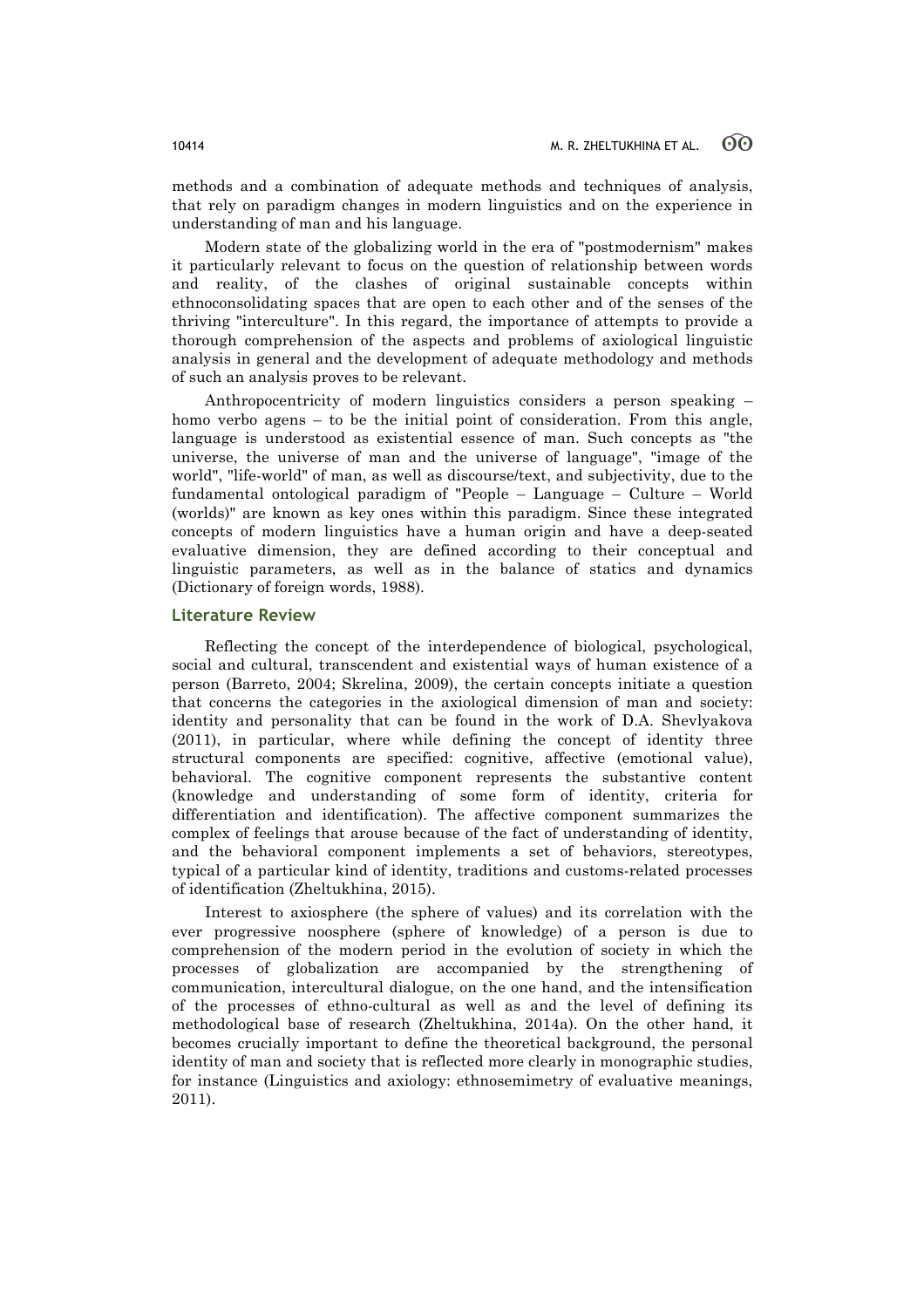methods and a combination of adequate methods and techniques of analysis, that rely on paradigm changes in modern linguistics and on the experience in understanding of man and his language.

Modern state of the globalizing world in the era of "postmodernism" makes it particularly relevant to focus on the question of relationship between words and reality, of the clashes of original sustainable concepts within ethnoconsolidating spaces that are open to each other and of the senses of the thriving "interculture". In this regard, the importance of attempts to provide a thorough comprehension of the aspects and problems of axiological linguistic analysis in general and the development of adequate methodology and methods of such an analysis proves to be relevant.

Anthropocentricity of modern linguistics considers a person speaking – homo verbo agens – to be the initial point of consideration. From this angle, language is understood as existential essence of man. Such concepts as "the universe, the universe of man and the universe of language", "image of the world", "life-world" of man, as well as discourse/text, and subjectivity, due to the fundamental ontological paradigm of "People – Language – Culture – World (worlds)" are known as key ones within this paradigm. Since these integrated concepts of modern linguistics have a human origin and have a deep-seated evaluative dimension, they are defined according to their conceptual and linguistic parameters, as well as in the balance of statics and dynamics (Dictionary of foreign words, 1988).

## Literature Review

Reflecting the concept of the interdependence of biological, psychological, social and cultural, transcendent and existential ways of human existence of a person (Barreto, 2004; Skrelina, 2009), the certain concepts initiate a question that concerns the categories in the axiological dimension of man and society: identity and personality that can be found in the work of D.A. Shevlyakova (2011), in particular, where while defining the concept of identity three structural components are specified: cognitive, affective (emotional value), behavioral. The cognitive component represents the substantive content (knowledge and understanding of some form of identity, criteria for differentiation and identification). The affective component summarizes the complex of feelings that arouse because of the fact of understanding of identity, and the behavioral component implements a set of behaviors, stereotypes, typical of a particular kind of identity, traditions and customs-related processes of identification (Zheltukhina, 2015).

Interest to axiosphere (the sphere of values) and its correlation with the ever progressive noosphere (sphere of knowledge) of a person is due to comprehension of the modern period in the evolution of society in which the processes of globalization are accompanied by the strengthening of communication, intercultural dialogue, on the one hand, and the intensification of the processes of ethno-cultural as well as and the level of defining its methodological base of research (Zheltukhina, 2014a). On the other hand, it becomes crucially important to define the theoretical background, the personal identity of man and society that is reflected more clearly in monographic studies, for instance (Linguistics and axiology: ethnosemimetry of evaluative meanings, 2011).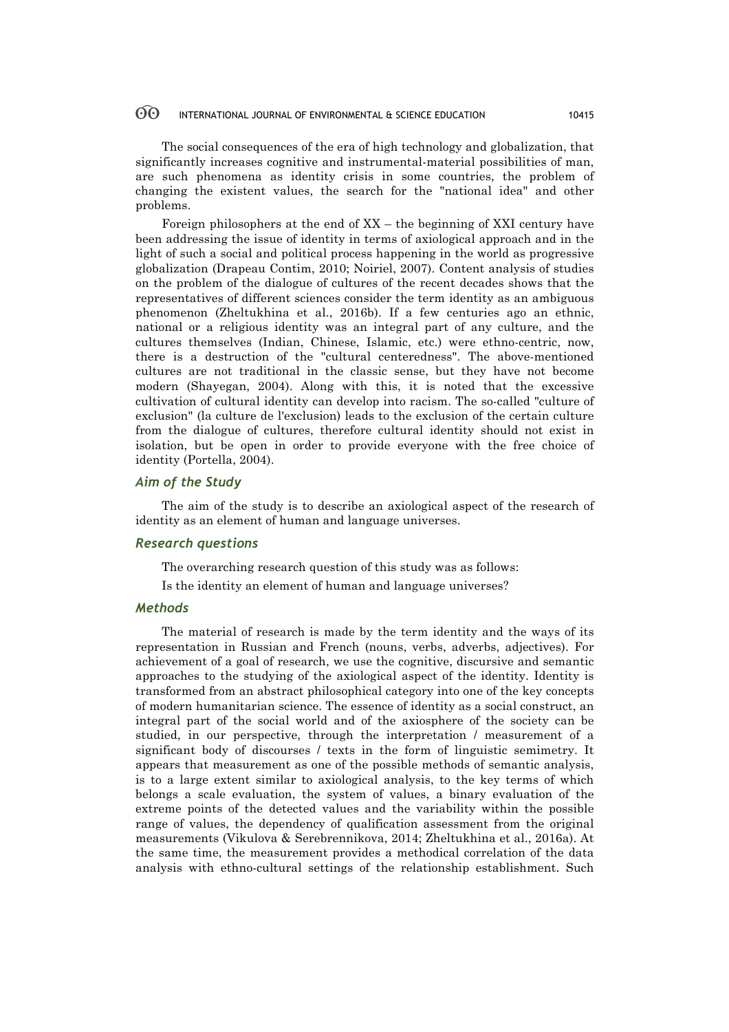The social consequences of the era of high technology and globalization, that significantly increases cognitive and instrumental-material possibilities of man, are such phenomena as identity crisis in some countries, the problem of changing the existent values, the search for the "national idea" and other problems.

Foreign philosophers at the end of XX – the beginning of XXI century have been addressing the issue of identity in terms of axiological approach and in the light of such a social and political process happening in the world as progressive globalization (Drapeau Contim, 2010; Noiriel, 2007). Content analysis of studies on the problem of the dialogue of cultures of the recent decades shows that the representatives of different sciences consider the term identity as an ambiguous phenomenon (Zheltukhina et al., 2016b). If a few centuries ago an ethnic, national or a religious identity was an integral part of any culture, and the cultures themselves (Indian, Chinese, Islamic, etc.) were ethno-centric, now, there is a destruction of the "cultural centeredness". The above-mentioned cultures are not traditional in the classic sense, but they have not become modern (Shayegan, 2004). Along with this, it is noted that the excessive cultivation of cultural identity can develop into racism. The so-called "culture of exclusion" (la culture de l'exclusion) leads to the exclusion of the certain culture from the dialogue of cultures, therefore cultural identity should not exist in isolation, but be open in order to provide everyone with the free choice of identity (Portella, 2004).

### *Aim of the Study*

The aim of the study is to describe an axiological aspect of the research of identity as an element of human and language universes.

### *Research questions*

The overarching research question of this study was as follows:

Is the identity an element of human and language universes?

### *Methods*

The material of research is made by the term identity and the ways of its representation in Russian and French (nouns, verbs, adverbs, adjectives). For achievement of a goal of research, we use the cognitive, discursive and semantic approaches to the studying of the axiological aspect of the identity. Identity is transformed from an abstract philosophical category into one of the key concepts of modern humanitarian science. The essence of identity as a social construct, an integral part of the social world and of the axiosphere of the society can be studied, in our perspective, through the interpretation / measurement of a significant body of discourses / texts in the form of linguistic semimetry. It appears that measurement as one of the possible methods of semantic analysis, is to a large extent similar to axiological analysis, to the key terms of which belongs a scale evaluation, the system of values, a binary evaluation of the extreme points of the detected values and the variability within the possible range of values, the dependency of qualification assessment from the original measurements (Vikulova & Serebrennikova, 2014; Zheltukhina et al., 2016a). At the same time, the measurement provides a methodical correlation of the data analysis with ethno-cultural settings of the relationship establishment. Such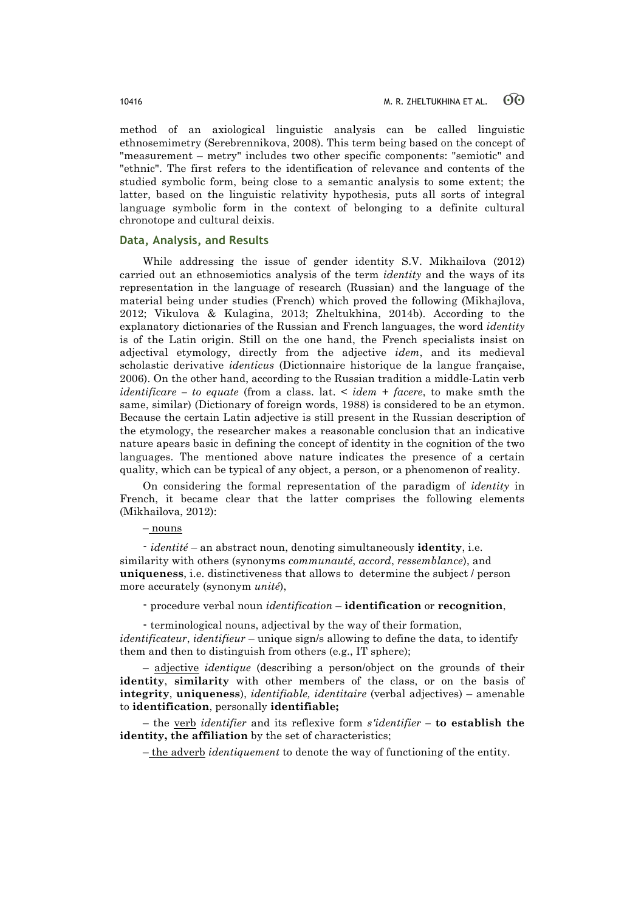method of an axiological linguistic analysis can be called linguistic ethnosemimetry (Serebrennikova, 2008). This term being based on the concept of "measurement – metry" includes two other specific components: "semiotic" and "ethnic". The first refers to the identification of relevance and contents of the studied symbolic form, being close to a semantic analysis to some extent; the latter, based on the linguistic relativity hypothesis, puts all sorts of integral language symbolic form in the context of belonging to a definite cultural chronotope and cultural deixis.

## Data, Analysis, and Results

While addressing the issue of gender identity S.V. Mikhailova (2012) carried out an ethnosemiotics analysis of the term *identity* and the ways of its representation in the language of research (Russian) and the language of the material being under studies (French) which proved the following (Mikhajlova, 2012; Vikulova & Kulagina, 2013; Zheltukhina, 2014b). According to the explanatory dictionaries of the Russian and French languages, the word *identity* is of the Latin origin. Still on the one hand, the French specialists insist on adjectival etymology, directly from the adjective *idem*, and its medieval scholastic derivative *identicus* (Dictionnaire historique de la langue française, 2006). On the other hand, according to the Russian tradition a middle-Latin verb *identificare – to equate* (from a class. lat. < *idem* + *facere*, to make smth the same, similar) (Dictionary of foreign words, 1988) is considered to be an etymon. Because the certain Latin adjective is still present in the Russian description of the etymology, the researcher makes a reasonable conclusion that an indicative nature apears basic in defining the concept of identity in the cognition of the two languages. The mentioned above nature indicates the presence of a certain quality, which can be typical of any object, a person, or a phenomenon of reality.

On considering the formal representation of the paradigm of *identity* in French, it became clear that the latter comprises the following elements (Mikhailova, 2012):

– nouns

- *identité* – an abstract noun, denoting simultaneously **identity**, i.e. similarity with others (synonyms *communauté*, *accord*, *ressemblance*), and **uniqueness**, i.e. distinctiveness that allows to determine the subject / person more accurately (synonym *unité*),

- procedure verbal noun *identification* – **identification** or **recognition**,

- terminological nouns, adjectival by the way of their formation, *identificateur*, *identifieur* – unique sign/s allowing to define the data, to identify them and then to distinguish from others (e.g., IT sphere);

– adjective *identique* (describing a person/object on the grounds of their **identity**, **similarity** with other members of the class, or on the basis of **integrity**, **uniqueness**), *identifiable, identitaire* (verbal adjectives) – amenable to **identification**, personally **identifiable;**

– the verb *identifier* and its reflexive form *s'identifier* – **to establish the identity, the affiliation** by the set of characteristics;

– the adverb *identiquement* to denote the way of functioning of the entity.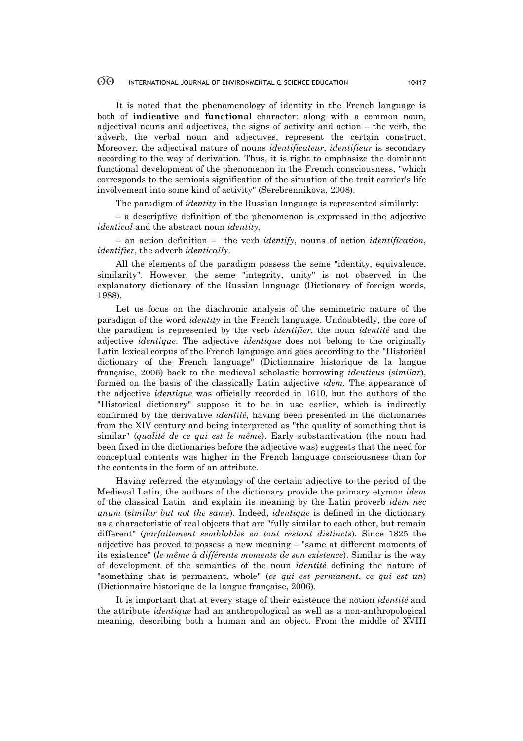It is noted that the phenomenology of identity in the French language is both of **indicative** and **functional** character: along with a common noun, adjectival nouns and adjectives, the signs of activity and action – the verb, the adverb, the verbal noun and adjectives, represent the certain construct. Moreover, the adjectival nature of nouns *identificateur*, *identifieur* is secondary according to the way of derivation. Thus, it is right to emphasize the dominant functional development of the phenomenon in the French consciousness, "which corresponds to the semiosis signification of the situation of the trait carrier's life involvement into some kind of activity" (Serebrennikova, 2008).

The paradigm of *identity* in the Russian language is represented similarly:

– a descriptive definition of the phenomenon is expressed in the adjective *identical* and the abstract noun *identity*,

– an action definition – the verb *identify*, nouns of action *identification*, *identifier*, the adverb *identically*.

All the elements of the paradigm possess the seme "identity, equivalence, similarity". However, the seme "integrity, unity" is not observed in the explanatory dictionary of the Russian language (Dictionary of foreign words, 1988).

Let us focus on the diachronic analysis of the semimetric nature of the paradigm of the word *identity* in the French language. Undoubtedly, the core of the paradigm is represented by the verb *identifier*, the noun *identité* and the adjective *identique*. The adjective *identique* does not belong to the originally Latin lexical corpus of the French language and goes according to the "Historical dictionary of the French language" (Dictionnaire historique de la langue française, 2006) back to the medieval scholastic borrowing *identicus* (*similar*), formed on the basis of the classically Latin adjective *idem*. The appearance of the adjective *identique* was officially recorded in 1610, but the authors of the "Historical dictionary" suppose it to be in use earlier, which is indirectly confirmed by the derivative *identité*, having been presented in the dictionaries from the XIV century and being interpreted as "the quality of something that is similar" (*qualité de ce qui est le même*). Early substantivation (the noun had been fixed in the dictionaries before the adjective was) suggests that the need for conceptual contents was higher in the French language consciousness than for the contents in the form of an attribute.

Having referred the etymology of the certain adjective to the period of the Medieval Latin, the authors of the dictionary provide the primary etymon *idem* of the classical Latin and explain its meaning by the Latin proverb *idem nec unum* (*similar but not the same*). Indeed, *identique* is defined in the dictionary as a characteristic of real objects that are "fully similar to each other, but remain different" (*parfaitement semblables en tout restant distincts*). Since 1825 the adjective has proved to possess a new meaning – "same at different moments of its existence" (*le même à différents moments de son existence*). Similar is the way of development of the semantics of the noun *identité* defining the nature of "something that is permanent, whole" (*ce qui est permanent*, *ce qui est un*) (Dictionnaire historique de la langue française, 2006).

It is important that at every stage of their existence the notion *identité* and the attribute *identique* had an anthropological as well as a non-anthropological meaning, describing both a human and an object. From the middle of XVIII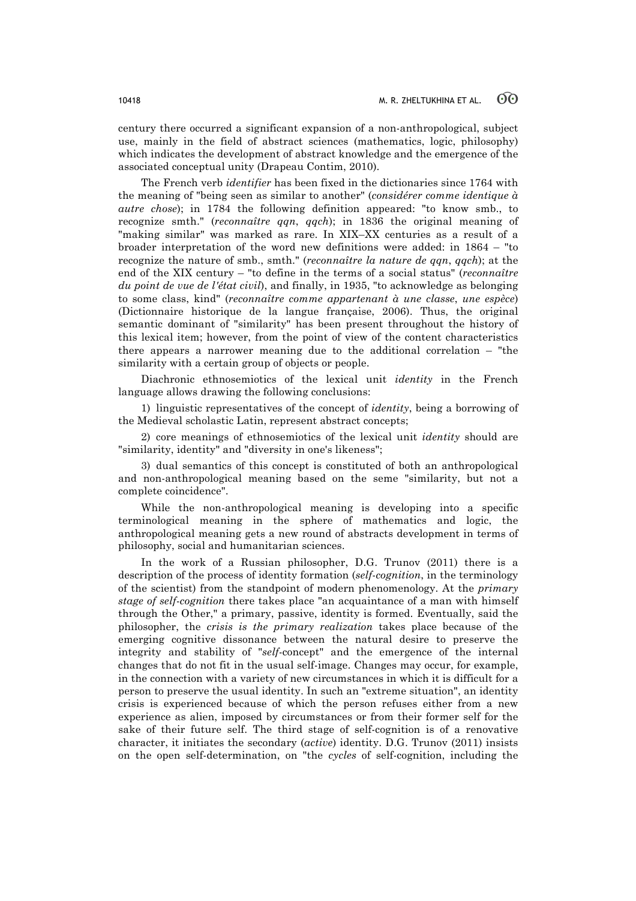century there occurred a significant expansion of a non-anthropological, subject use, mainly in the field of abstract sciences (mathematics, logic, philosophy) which indicates the development of abstract knowledge and the emergence of the associated conceptual unity (Drapeau Contim, 2010).

The French verb *identifier* has been fixed in the dictionaries since 1764 with the meaning of "being seen as similar to another" (*considérer comme identique à autre chose*); in 1784 the following definition appeared: "to know smb., to recognize smth." (*reconnaître qqn*, *qqch*); in 1836 the original meaning of "making similar" was marked as rare. In XIX–XX centuries as a result of a broader interpretation of the word new definitions were added: in 1864 – "to recognize the nature of smb., smth." (*reconnaître la nature de qqn*, *qqch*); at the end of the XIX century – "to define in the terms of a social status" (*reconnaître du point de vue de l'état civil*), and finally, in 1935, "to acknowledge as belonging to some class, kind" (*reconnaître comme appartenant à une classe*, *une espèce*) (Dictionnaire historique de la langue française, 2006). Thus, the original semantic dominant of "similarity" has been present throughout the history of this lexical item; however, from the point of view of the content characteristics there appears a narrower meaning due to the additional correlation – "the similarity with a certain group of objects or people.

Diachronic ethnosemiotics of the lexical unit *identity* in the French language allows drawing the following conclusions:

1) linguistic representatives of the concept of *identity*, being a borrowing of the Medieval scholastic Latin, represent abstract concepts;

2) core meanings of ethnosemiotics of the lexical unit *identity* should are "similarity, identity" and "diversity in one's likeness";

3) dual semantics of this concept is constituted of both an anthropological and non-anthropological meaning based on the seme "similarity, but not a complete coincidence".

While the non-anthropological meaning is developing into a specific terminological meaning in the sphere of mathematics and logic, the anthropological meaning gets a new round of abstracts development in terms of philosophy, social and humanitarian sciences.

In the work of a Russian philosopher, D.G. Trunov (2011) there is a description of the process of identity formation (*self-cognition*, in the terminology of the scientist) from the standpoint of modern phenomenology. At the *primary stage of self-cognition* there takes place "an acquaintance of a man with himself through the Other," a primary, passive, identity is formed. Eventually, said the philosopher, the *crisis is the primary realization* takes place because of the emerging cognitive dissonance between the natural desire to preserve the integrity and stability of "*self*-concept" and the emergence of the internal changes that do not fit in the usual self-image. Changes may occur, for example, in the connection with a variety of new circumstances in which it is difficult for a person to preserve the usual identity. In such an "extreme situation", an identity crisis is experienced because of which the person refuses either from a new experience as alien, imposed by circumstances or from their former self for the sake of their future self. The third stage of self-cognition is of a renovative character, it initiates the secondary (*active*) identity. D.G. Trunov (2011) insists on the open self-determination, on "the *cycles* of self-cognition, including the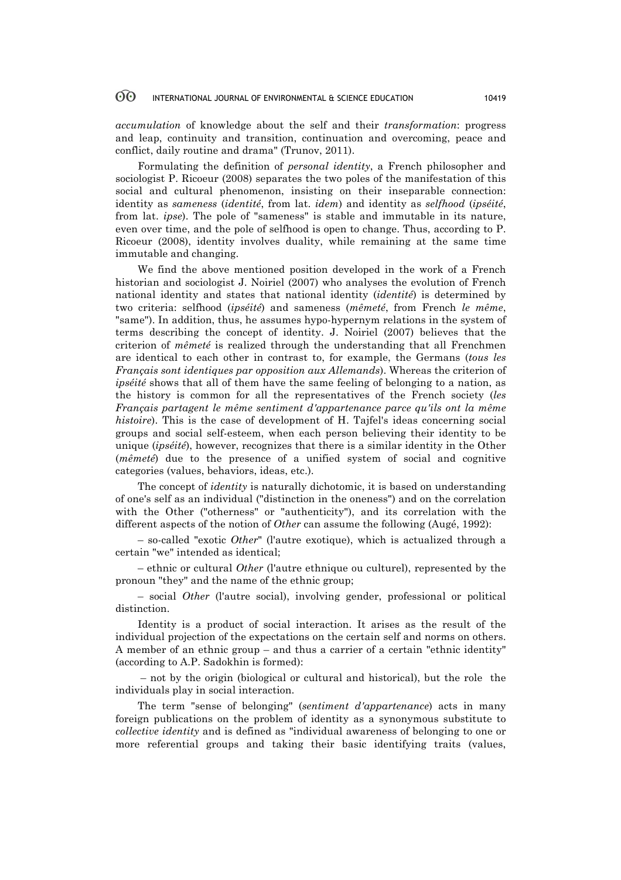*accumulation* of knowledge about the self and their *transformation*: progress and leap, continuity and transition, continuation and overcoming, peace and conflict, daily routine and drama" (Trunov, 2011).

Formulating the definition of *personal identity*, a French philosopher and sociologist P. Ricoeur (2008) separates the two poles of the manifestation of this social and cultural phenomenon, insisting on their inseparable connection: identity as *sameness* (*identité*, from lat. *idem*) and identity as *selfhood* (*ipséité*, from lat. *ipse*). The pole of "sameness" is stable and immutable in its nature, even over time, and the pole of selfhood is open to change. Thus, according to P. Ricoeur (2008), identity involves duality, while remaining at the same time immutable and changing.

We find the above mentioned position developed in the work of a French historian and sociologist J. Noiriel (2007) who analyses the evolution of French national identity and states that national identity (*identité*) is determined by two criteria: selfhood (*ipséité*) and sameness (*mêmeté*, from French *le même*, "same"). In addition, thus, he assumes hypo-hypernym relations in the system of terms describing the concept of identity. J. Noiriel (2007) believes that the criterion of *mêmeté* is realized through the understanding that all Frenchmen are identical to each other in contrast to, for example, the Germans (*tous les Français sont identiques par opposition aux Allemands*). Whereas the criterion of *ipséité* shows that all of them have the same feeling of belonging to a nation, as the history is common for all the representatives of the French society (*les Français partagent le même sentiment d'appartenance parce qu'ils ont la même histoire*). This is the case of development of H. Tajfel's ideas concerning social groups and social self-esteem, when each person believing their identity to be unique (*ipséité*), however, recognizes that there is a similar identity in the Other (*mêmeté*) due to the presence of a unified system of social and cognitive categories (values, behaviors, ideas, etc.).

The concept of *identity* is naturally dichotomic, it is based on understanding of one's self as an individual ("distinction in the oneness") and on the correlation with the Other ("otherness" or "authenticity"), and its correlation with the different aspects of the notion of *Other* can assume the following (Augé, 1992):

– so-called "exotic *Other*" (l'autre exotique), which is actualized through a certain "we" intended as identical;

– ethnic or cultural *Other* (l'autre ethnique ou culturel), represented by the pronoun "they" and the name of the ethnic group;

– social *Other* (l'autre social), involving gender, professional or political distinction.

Identity is a product of social interaction. It arises as the result of the individual projection of the expectations on the certain self and norms on others. A member of an ethnic group – and thus a carrier of a certain "ethnic identity" (according to A.P. Sadokhin is formed):

– not by the origin (biological or cultural and historical), but the role the individuals play in social interaction.

The term "sense of belonging" (*sentiment d'appartenance*) acts in many foreign publications on the problem of identity as a synonymous substitute to *collective identity* and is defined as "individual awareness of belonging to one or more referential groups and taking their basic identifying traits (values,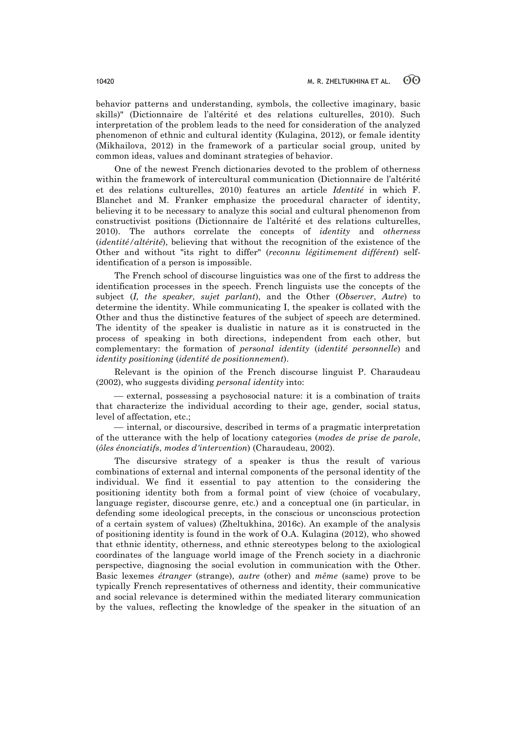behavior patterns and understanding, symbols, the collective imaginary, basic skills)" (Dictionnaire de l'altérité et des relations culturelles, 2010). Such interpretation of the problem leads to the need for consideration of the analyzed phenomenon of ethnic and cultural identity (Kulagina, 2012), or female identity (Mikhailova, 2012) in the framework of a particular social group, united by common ideas, values and dominant strategies of behavior.

One of the newest French dictionaries devoted to the problem of otherness within the framework of intercultural communication (Dictionnaire de l'altérité et des relations culturelles, 2010) features an article *Identité* in which F. Blanchet and M. Franker emphasize the procedural character of identity, believing it to be necessary to analyze this social and cultural phenomenon from constructivist positions (Dictionnaire de l'altérité et des relations culturelles, 2010). The authors correlate the concepts of *identity* and *otherness* (*identité/altérité*), believing that without the recognition of the existence of the Other and without "its right to differ" (*reconnu légitimement différent*) self-identification of a person is impossible.

The French school of discourse linguistics was one of the first to address the identification processes in the speech. French linguists use the concepts of the subject (*I, the speaker, sujet parlant*), and the Other (*Observer*, *Autre*) to determine the identity. While communicating I, the speaker is collated with the Other and thus the distinctive features of the subject of speech are determined. The identity of the speaker is dualistic in nature as it is constructed in the process of speaking in both directions, independent from each other, but complementary: the formation of *personal identity* (*identité personnelle*) and *identity positioning* (*identité de positionnement*).

Relevant is the opinion of the French discourse linguist P. Charaudeau (2002), who suggests dividing *personal identity* into:

— external, possessing a psychosocial nature: it is a combination of traits that characterize the individual according to their age, gender, social status, level of affectation, etc.;

— internal, or discoursive, described in terms of a pragmatic interpretation of the utterance with the help of locationy categories (*modes de prise de parole*, (*ôles énonciatifs*, *modes d'intervention*) (Charaudeau, 2002).

The discursive strategy of a speaker is thus the result of various combinations of external and internal components of the personal identity of the individual. We find it essential to pay attention to the considering the positioning identity both from a formal point of view (choice of vocabulary, language register, discourse genre, etc.) and a conceptual one (in particular, in defending some ideological precepts, in the conscious or unconscious protection of a certain system of values) (Zheltukhina, 2016c). An example of the analysis of positioning identity is found in the work of O.A. Kulagina (2012), who showed that ethnic identity, otherness, and ethnic stereotypes belong to the axiological coordinates of the language world image of the French society in a diachronic perspective, diagnosing the social evolution in communication with the Other. Basic lexemes *étranger* (strange), *autre* (other) and *même* (same) prove to be typically French representatives of otherness and identity, their communicative and social relevance is determined within the mediated literary communication by the values, reflecting the knowledge of the speaker in the situation of an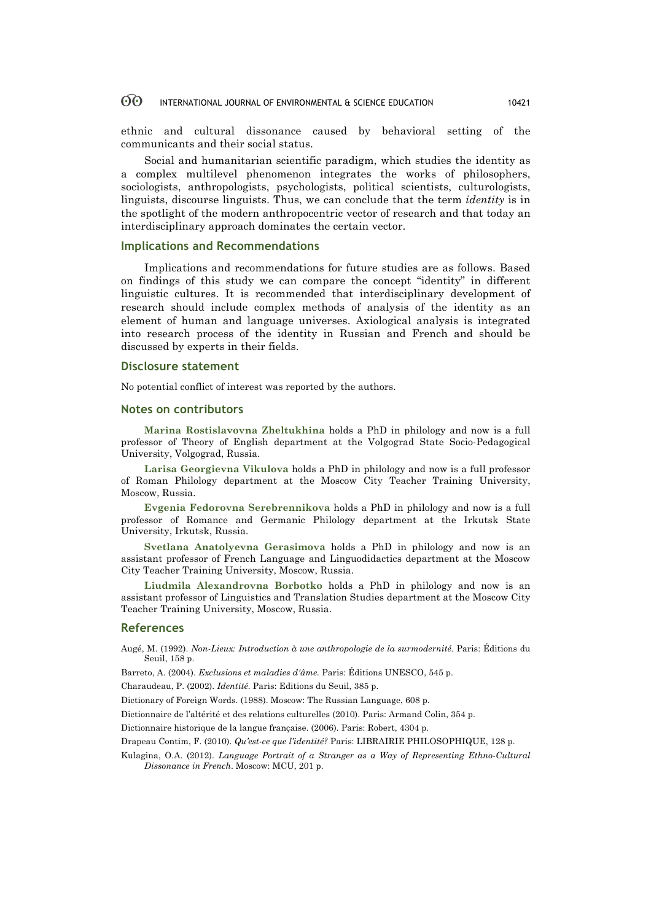ethnic and cultural dissonance caused by behavioral setting of the communicants and their social status.

Social and humanitarian scientific paradigm, which studies the identity as a complex multilevel phenomenon integrates the works of philosophers, sociologists, anthropologists, psychologists, political scientists, culturologists, linguists, discourse linguists. Thus, we can conclude that the term *identity* is in the spotlight of the modern anthropocentric vector of research and that today an interdisciplinary approach dominates the certain vector.

## Implications and Recommendations

Implications and recommendations for future studies are as follows. Based on findings of this study we can compare the concept "identity" in different linguistic cultures. It is recommended that interdisciplinary development of research should include complex methods of analysis of the identity as an element of human and language universes. Axiological analysis is integrated into research process of the identity in Russian and French and should be discussed by experts in their fields.

## Disclosure statement

No potential conflict of interest was reported by the authors.

## Notes on contributors

**Marina Rostislavovna Zheltukhina** holds a PhD in philology and now is a full professor of Theory of English department at the Volgograd State Socio-Pedagogical University, Volgograd, Russia.

**Larisa Georgievna Vikulova** holds a PhD in philology and now is a full professor of Roman Philology department at the Moscow City Teacher Training University, Moscow, Russia.

**Evgenia Fedorovna Serebrennikova** holds a PhD in philology and now is a full professor of Romance and Germanic Philology department at the Irkutsk State University, Irkutsk, Russia.

**Svetlana Anatolyevna Gerasimova** holds a PhD in philology and now is an assistant professor of French Language and Linguodidactics department at the Moscow City Teacher Training University, Moscow, Russia.

**Liudmila Alexandrovna Borbotko** holds a PhD in philology and now is an assistant professor of Linguistics and Translation Studies department at the Moscow City Teacher Training University, Moscow, Russia.

## References

Augé, M. (1992). *Non-Lieux: Introduction à une anthropologie de la surmodernité.* Paris: Éditions du Seuil, 158 p.

Barreto, A. (2004). *Exclusions et maladies d'âme.* Paris: Éditions UNESCO, 545 p.

Charaudeau, P. (2002). *Identité.* Paris: Editions du Seuil, 385 p.

Dictionary of Foreign Words. (1988). Moscow: The Russian Language, 608 p.

Dictionnaire de l'altérité et des relations culturelles (2010). Paris: Armand Colin, 354 p.

Dictionnaire historique de la langue française. (2006). Paris: Robert, 4304 p.

Drapeau Contim, F. (2010). *Qu'est-ce que l'identité?* Paris: LIBRAIRIE PHILOSOPHIQUE, 128 p.

Kulagina, O.A. (2012). *Language Portrait of a Stranger as a Way of Representing Ethno-Cultural Dissonance in French*. Moscow: MCU, 201 p.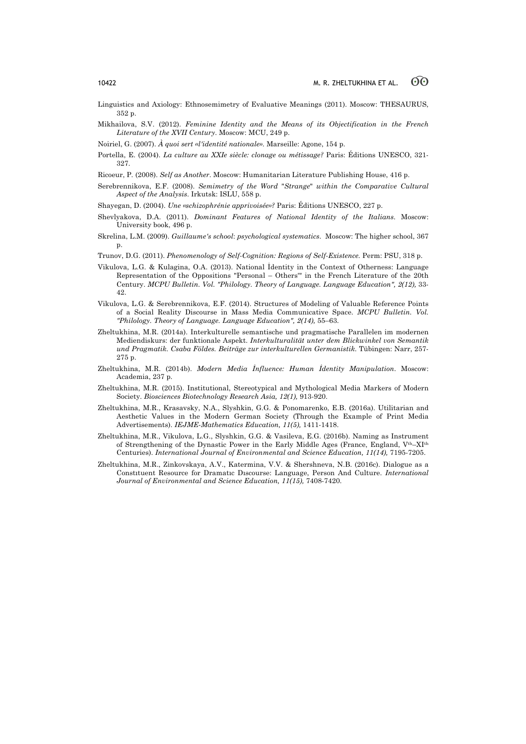Linguistics and Axiology: Ethnosemimetry of Evaluative Meanings (2011). Moscow: THESAURUS, 352 p.

Mikhailova, S.V. (2012). *Feminine Identity and the Means of its Objectification in the French Literature of the XVII Century*. Moscow: MCU, 249 p.

Noiriel, G. (2007). *À quoi sert «l'identité nationale»*. Marseille: Agone, 154 p.

Portella, E. (2004). *La culture au XXIe siècle: clonage ou métissage?* Paris: Éditions UNESCO, 321-327.

Ricoeur, P. (2008). *Self as Another*. Moscow: Humanitarian Literature Publishing House, 416 p.

Serebrennikova, E.F. (2008). *Semimetry of the Word "Strange" within the Comparative Cultural Aspect of the Analysis*. Irkutsk: ISLU, 558 p.

Shayegan, D. (2004). *Une «schizophrénie apprivoisée»?* Paris: Éditions UNESCO, 227 p.

Shevlyakova, D.A. (2011). *Dominant Features of National Identity of the Italians*. Moscow: University book, 496 p.

Skrelina, L.M. (2009). *Guillaume's school: psychological systematics*. Moscow: The higher school, 367 p.

Trunov, D.G. (2011). *Phenomenology of Self-Cognition: Regions of Self-Existence*. Perm: PSU, 318 p.

Vikulova, L.G. & Kulagina, O.A. (2013). National İdentity in the Context of Otherness: Language Representation of the Oppositions "Personal – Others'" in the French Literature of the 20th Century. *MCPU Bulletin. Vol. "Philology. Theory of Language. Language Education", 2(12),* 33-42.

Vikulova, L.G. & Serebrennikova, E.F. (2014). Structures of Modeling of Valuable Reference Points of a Social Reality Discourse in Mass Media Communicative Space. *MCPU Bulletin. Vol. "Philology. Theory of Language. Language Education", 2(14),* 55–63.

Zheltukhina, M.R. (2014a). Interkulturelle semantische und pragmatische Parallelen im modernen Mediendiskurs: der funktionale Aspekt. *Interkulturalität unter dem Blickwinkel von Semantik und Pragmatik. Csaba Földes. Beiträge zur interkulturellen Germanistik*. Tübingen: Narr, 257-275 p.

Zheltukhina, M.R. (2014b). *Modern Media İnfluence: Human İdentity Manipulation*. Moscow: Academia, 237 p.

Zheltukhina, M.R. (2015). Institutional, Stereotypical and Mythological Media Markers of Modern Society. *Biosciences Biotechnology Research Asia, 12(1),* 913-920.

Zheltukhina, M.R., Krasavsky, N.A., Slyshkin, G.G. & Ponomarenko, E.B. (2016a). Utilitarian and Aesthetic Values in the Modern German Society (Through the Example of Print Media Advertisements). *IEJME-Mathematics Education, 11(5),* 1411-1418.

Zheltukhina, M.R., Vikulova, L.G., Slyshkin, G.G. & Vasileva, E.G. (2016b). Naming as Instrument of Strengthening of the Dynastic Power in the Early Middle Ages (France, England, V$^{th}$–XI$^{th}$ Centuries). *International Journal of Environmental and Science Education, 11(14),* 7195-7205.

Zheltukhina, M.R., Zinkovskaya, A.V., Katermina, V.V. & Shershneva, N.B. (2016c). Dialogue as a Constıtuent Resource for Dramatıc Dıscourse: Language, Person And Culture. *International Journal of Environmental and Science Education, 11(15),* 7408-7420.